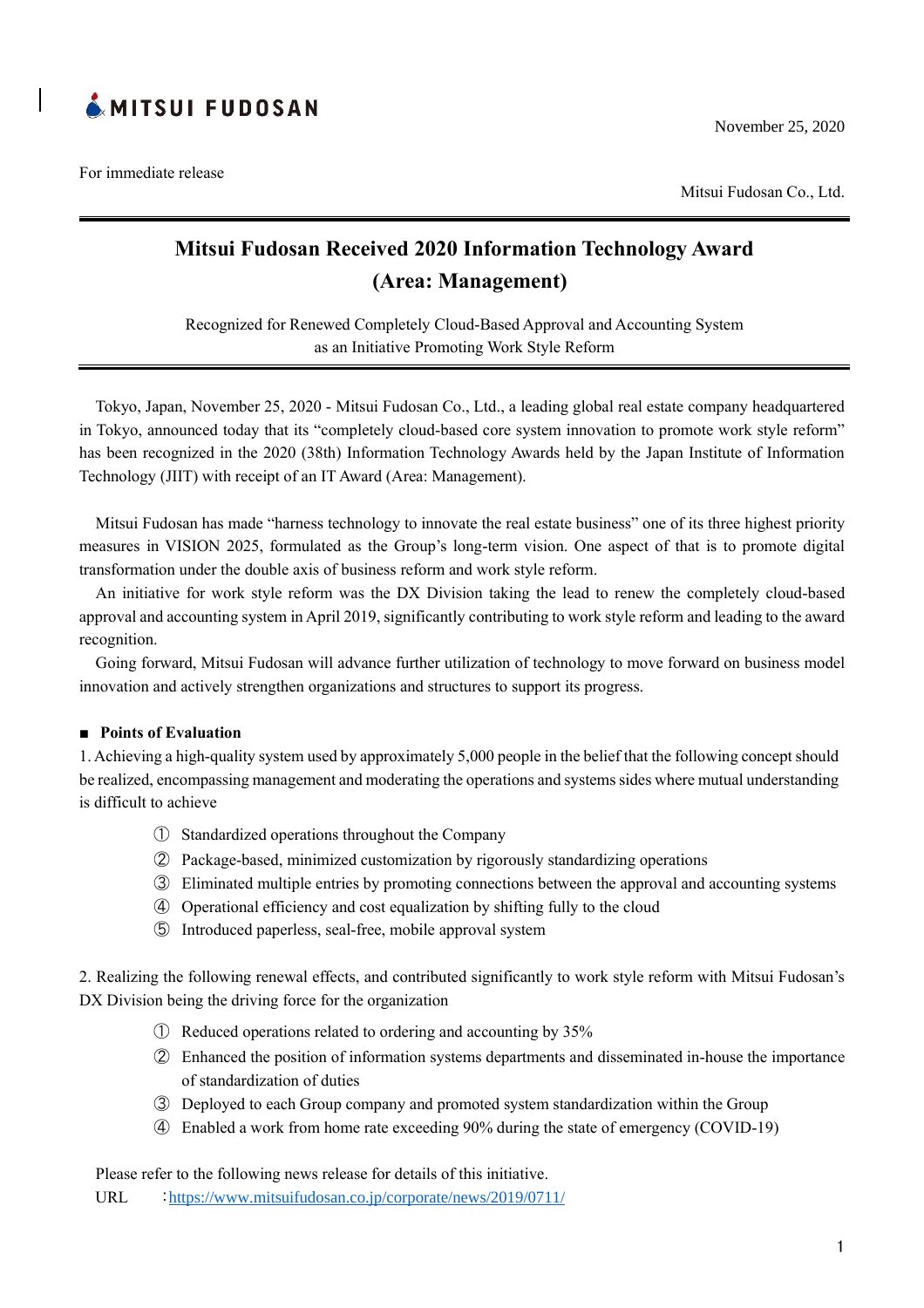MITSUI FUDOSAN

November 25, 2020

For immediate release

Mitsui Fudosan Co., Ltd.

# Mitsui Fudosan Received 2020 Information Technology Award (Area: Management)

Recognized for Renewed Completely Cloud-Based Approval and Accounting System as an Initiative Promoting Work Style Reform

Tokyo, Japan, November 25, 2020 - Mitsui Fudosan Co., Ltd., a leading global real estate company headquartered in Tokyo, announced today that its "completely cloud-based core system innovation to promote work style reform" has been recognized in the 2020 (38th) Information Technology Awards held by the Japan Institute of Information Technology (JIIT) with receipt of an IT Award (Area: Management).

Mitsui Fudosan has made "harness technology to innovate the real estate business" one of its three highest priority measures in VISION 2025, formulated as the Group's long-term vision. One aspect of that is to promote digital transformation under the double axis of business reform and work style reform.

An initiative for work style reform was the DX Division taking the lead to renew the completely cloud-based approval and accounting system in April 2019, significantly contributing to work style reform and leading to the award recognition.

Going forward, Mitsui Fudosan will advance further utilization of technology to move forward on business model innovation and actively strengthen organizations and structures to support its progress.

## ■ Points of Evaluation

1. Achieving a high-quality system used by approximately 5,000 people in the belief that the following concept should be realized, encompassing management and moderating the operations and systems sides where mutual understanding is difficult to achieve

① Standardized operations throughout the Company
② Package-based, minimized customization by rigorously standardizing operations
③ Eliminated multiple entries by promoting connections between the approval and accounting systems
④ Operational efficiency and cost equalization by shifting fully to the cloud
⑤ Introduced paperless, seal-free, mobile approval system

2. Realizing the following renewal effects, and contributed significantly to work style reform with Mitsui Fudosan's DX Division being the driving force for the organization

① Reduced operations related to ordering and accounting by 35%
② Enhanced the position of information systems departments and disseminated in-house the importance of standardization of duties
③ Deployed to each Group company and promoted system standardization within the Group
④ Enabled a work from home rate exceeding 90% during the state of emergency (COVID-19)

Please refer to the following news release for details of this initiative.

URL　：https://www.mitsuifudosan.co.jp/corporate/news/2019/0711/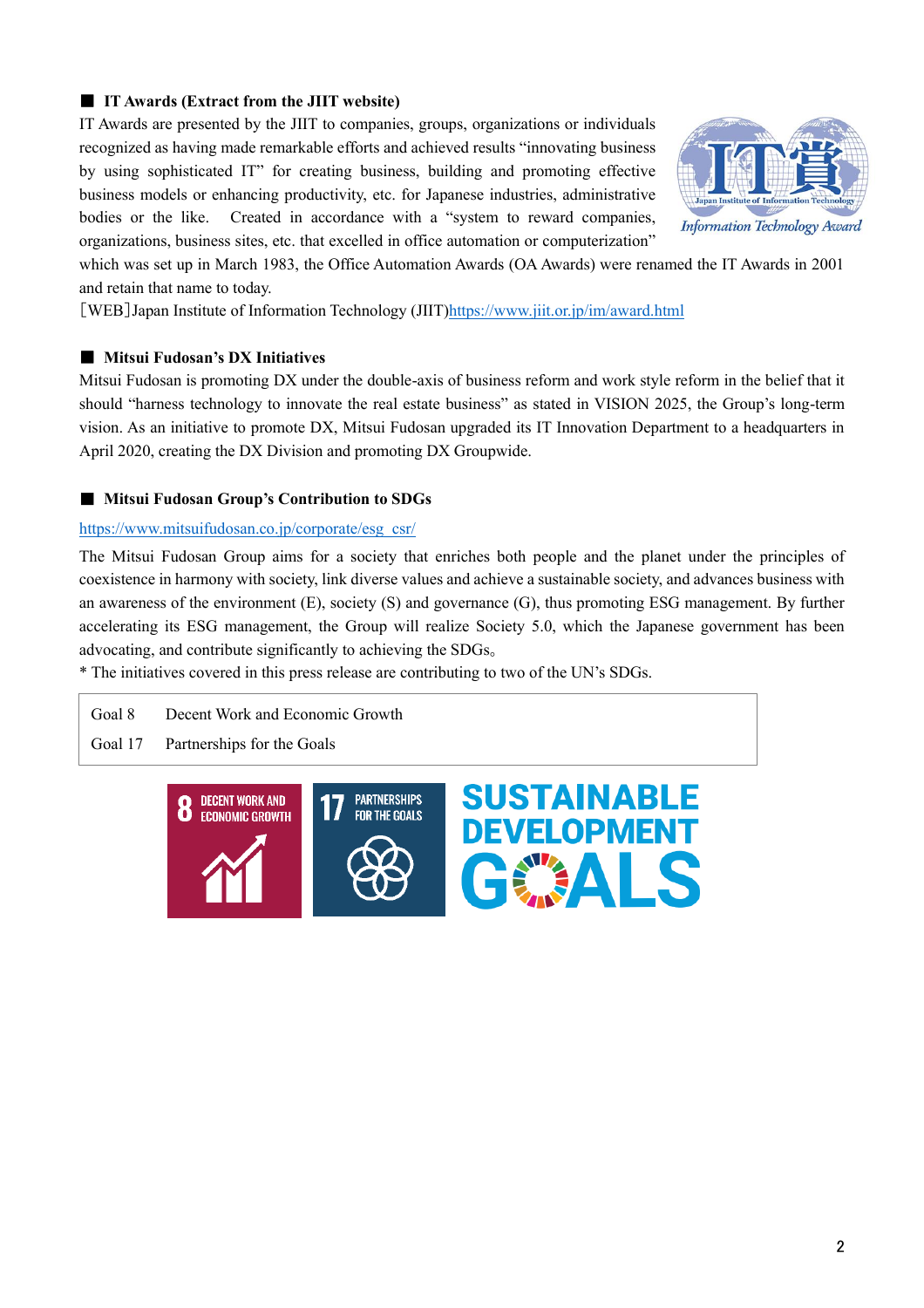## ■ IT Awards (Extract from the JIIT website)

IT Awards are presented by the JIIT to companies, groups, organizations or individuals recognized as having made remarkable efforts and achieved results "innovating business by using sophisticated IT" for creating business, building and promoting effective business models or enhancing productivity, etc. for Japanese industries, administrative bodies or the like. Created in accordance with a "system to reward companies, organizations, business sites, etc. that excelled in office automation or computerization" which was set up in March 1983, the Office Automation Awards (OA Awards) were renamed the IT Awards in 2001 and retain that name to today.

［WEB］Japan Institute of Information Technology (JIIT)https://www.jiit.or.jp/im/award.html

## ■ Mitsui Fudosan's DX Initiatives

Mitsui Fudosan is promoting DX under the double-axis of business reform and work style reform in the belief that it should "harness technology to innovate the real estate business" as stated in VISION 2025, the Group's long-term vision. As an initiative to promote DX, Mitsui Fudosan upgraded its IT Innovation Department to a headquarters in April 2020, creating the DX Division and promoting DX Groupwide.

## ■ Mitsui Fudosan Group's Contribution to SDGs

https://www.mitsuifudosan.co.jp/corporate/esg_csr/

The Mitsui Fudosan Group aims for a society that enriches both people and the planet under the principles of coexistence in harmony with society, link diverse values and achieve a sustainable society, and advances business with an awareness of the environment (E), society (S) and governance (G), thus promoting ESG management. By further accelerating its ESG management, the Group will realize Society 5.0, which the Japanese government has been advocating, and contribute significantly to achieving the SDGs。

* The initiatives covered in this press release are contributing to two of the UN's SDGs.

| | |
|---|---|
| Goal 8 | Decent Work and Economic Growth |
| Goal 17 | Partnerships for the Goals |